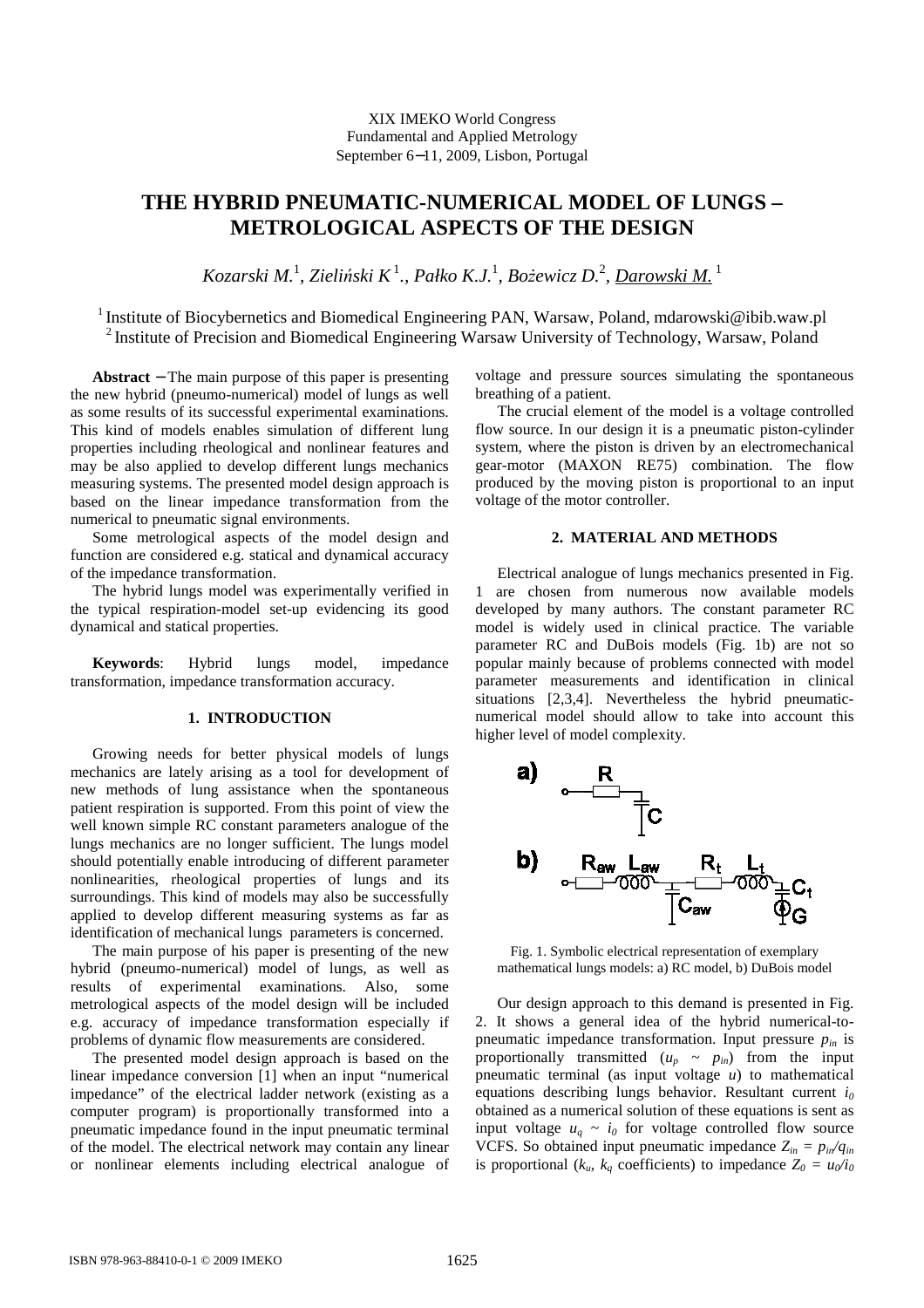XIX IMEKO World Congress
Fundamental and Applied Metrology
September 6–11, 2009, Lisbon, Portugal

# THE HYBRID PNEUMATIC-NUMERICAL MODEL OF LUNGS – METROLOGICAL ASPECTS OF THE DESIGN

*Kozarski M.*[1], *Zieliński K*[1]., *Pałko K.J.*[1], *Bożewicz D.*[2], *Darowski M.*[1]

[1] Institute of Biocybernetics and Biomedical Engineering PAN, Warsaw, Poland, mdarowski@ibib.waw.pl
[2] Institute of Precision and Biomedical Engineering Warsaw University of Technology, Warsaw, Poland

**Abstract** – The main purpose of this paper is presenting the new hybrid (pneumo-numerical) model of lungs as well as some results of its successful experimental examinations. This kind of models enables simulation of different lung properties including rheological and nonlinear features and may be also applied to develop different lungs mechanics measuring systems. The presented model design approach is based on the linear impedance transformation from the numerical to pneumatic signal environments.

Some metrological aspects of the model design and function are considered e.g. statical and dynamical accuracy of the impedance transformation.

The hybrid lungs model was experimentally verified in the typical respiration-model set-up evidencing its good dynamical and statical properties.

**Keywords**: Hybrid lungs model, impedance transformation, impedance transformation accuracy.

## 1. INTRODUCTION

Growing needs for better physical models of lungs mechanics are lately arising as a tool for development of new methods of lung assistance when the spontaneous patient respiration is supported. From this point of view the well known simple RC constant parameters analogue of the lungs mechanics are no longer sufficient. The lungs model should potentially enable introducing of different parameter nonlinearities, rheological properties of lungs and its surroundings. This kind of models may also be successfully applied to develop different measuring systems as far as identification of mechanical lungs parameters is concerned.

The main purpose of his paper is presenting of the new hybrid (pneumo-numerical) model of lungs, as well as results of experimental examinations. Also, some metrological aspects of the model design will be included e.g. accuracy of impedance transformation especially if problems of dynamic flow measurements are considered.

The presented model design approach is based on the linear impedance conversion [1] when an input "numerical impedance" of the electrical ladder network (existing as a computer program) is proportionally transformed into a pneumatic impedance found in the input pneumatic terminal of the model. The electrical network may contain any linear or nonlinear elements including electrical analogue of voltage and pressure sources simulating the spontaneous breathing of a patient.

The crucial element of the model is a voltage controlled flow source. In our design it is a pneumatic piston-cylinder system, where the piston is driven by an electromechanical gear-motor (MAXON RE75) combination. The flow produced by the moving piston is proportional to an input voltage of the motor controller.

## 2. MATERIAL AND METHODS

Electrical analogue of lungs mechanics presented in Fig. 1 are chosen from numerous now available models developed by many authors. The constant parameter RC model is widely used in clinical practice. The variable parameter RC and DuBois models (Fig. 1b) are not so popular mainly because of problems connected with model parameter measurements and identification in clinical situations [2,3,4]. Nevertheless the hybrid pneumatic-numerical model should allow to take into account this higher level of model complexity.

Fig. 1. Symbolic electrical representation of exemplary mathematical lungs models: a) RC model, b) DuBois model

Our design approach to this demand is presented in Fig. 2. It shows a general idea of the hybrid numerical-to-pneumatic impedance transformation. Input pressure $p_{in}$ is proportionally transmitted ($u_p \sim p_{in}$) from the input pneumatic terminal (as input voltage $u$) to mathematical equations describing lungs behavior. Resultant current $i_0$ obtained as a numerical solution of these equations is sent as input voltage $u_q \sim i_0$ for voltage controlled flow source VCFS. So obtained input pneumatic impedance $Z_{in} = p_{in}/q_{in}$ is proportional ($k_u$, $k_q$ coefficients) to impedance $Z_0 = u_0/i_0$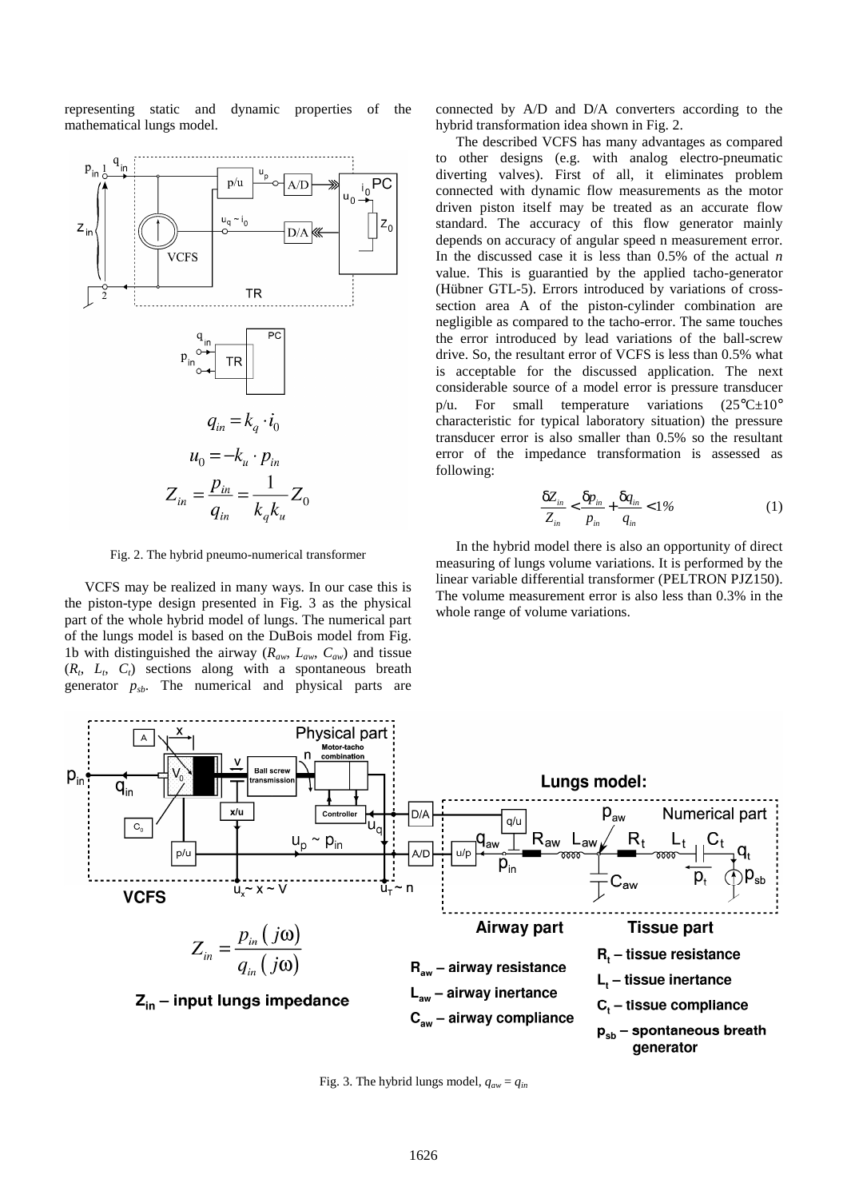representing static and dynamic properties of the mathematical lungs model.

$$q_{in} = k_q \cdot i_0$$

$$u_0 = -k_u \cdot p_{in}$$

$$Z_{in} = \frac{p_{in}}{q_{in}} = \frac{1}{k_q k_u} Z_0$$

Fig. 2. The hybrid pneumo-numerical transformer

VCFS may be realized in many ways. In our case this is the piston-type design presented in Fig. 3 as the physical part of the whole hybrid model of lungs. The numerical part of the lungs model is based on the DuBois model from Fig. 1b with distinguished the airway ($R_{aw}$, $L_{aw}$, $C_{aw}$) and tissue ($R_t$, $L_t$, $C_t$) sections along with a spontaneous breath generator $p_{sb}$. The numerical and physical parts are connected by A/D and D/A converters according to the hybrid transformation idea shown in Fig. 2.

The described VCFS has many advantages as compared to other designs (e.g. with analog electro-pneumatic diverting valves). First of all, it eliminates problem connected with dynamic flow measurements as the motor driven piston itself may be treated as an accurate flow standard. The accuracy of this flow generator mainly depends on accuracy of angular speed n measurement error. In the discussed case it is less than 0.5% of the actual *n* value. This is guarantied by the applied tacho-generator (Hübner GTL-5). Errors introduced by variations of cross-section area A of the piston-cylinder combination are negligible as compared to the tacho-error. The same touches the error introduced by lead variations of the ball-screw drive. So, the resultant error of VCFS is less than 0.5% what is acceptable for the discussed application. The next considerable source of a model error is pressure transducer p/u. For small temperature variations (25°C±10° characteristic for typical laboratory situation) the pressure transducer error is also smaller than 0.5% so the resultant error of the impedance transformation is assessed as following:

$$\frac{\delta Z_{in}}{Z_{in}} < \frac{\delta p_{in}}{p_{in}} + \frac{\delta q_{in}}{q_{in}} < 1\% \qquad (1)$$

In the hybrid model there is also an opportunity of direct measuring of lungs volume variations. It is performed by the linear variable differential transformer (PELTRON PJZ150). The volume measurement error is also less than 0.3% in the whole range of volume variations.

$$Z_{in} = \frac{p_{in}(j\omega)}{q_{in}(j\omega)}$$

**$Z_{in}$ – input lungs impedance**

**Airway part**

- **$R_{aw}$ – airway resistance**
- **$L_{aw}$ – airway inertance**
- **$C_{aw}$ – airway compliance**

**Tissue part**

- **$R_t$ – tissue resistance**
- **$L_t$ – tissue inertance**
- **$C_t$ – tissue compliance**
- **$p_{sb}$ – spontaneous breath generator**

Fig. 3. The hybrid lungs model, $q_{aw} = q_{in}$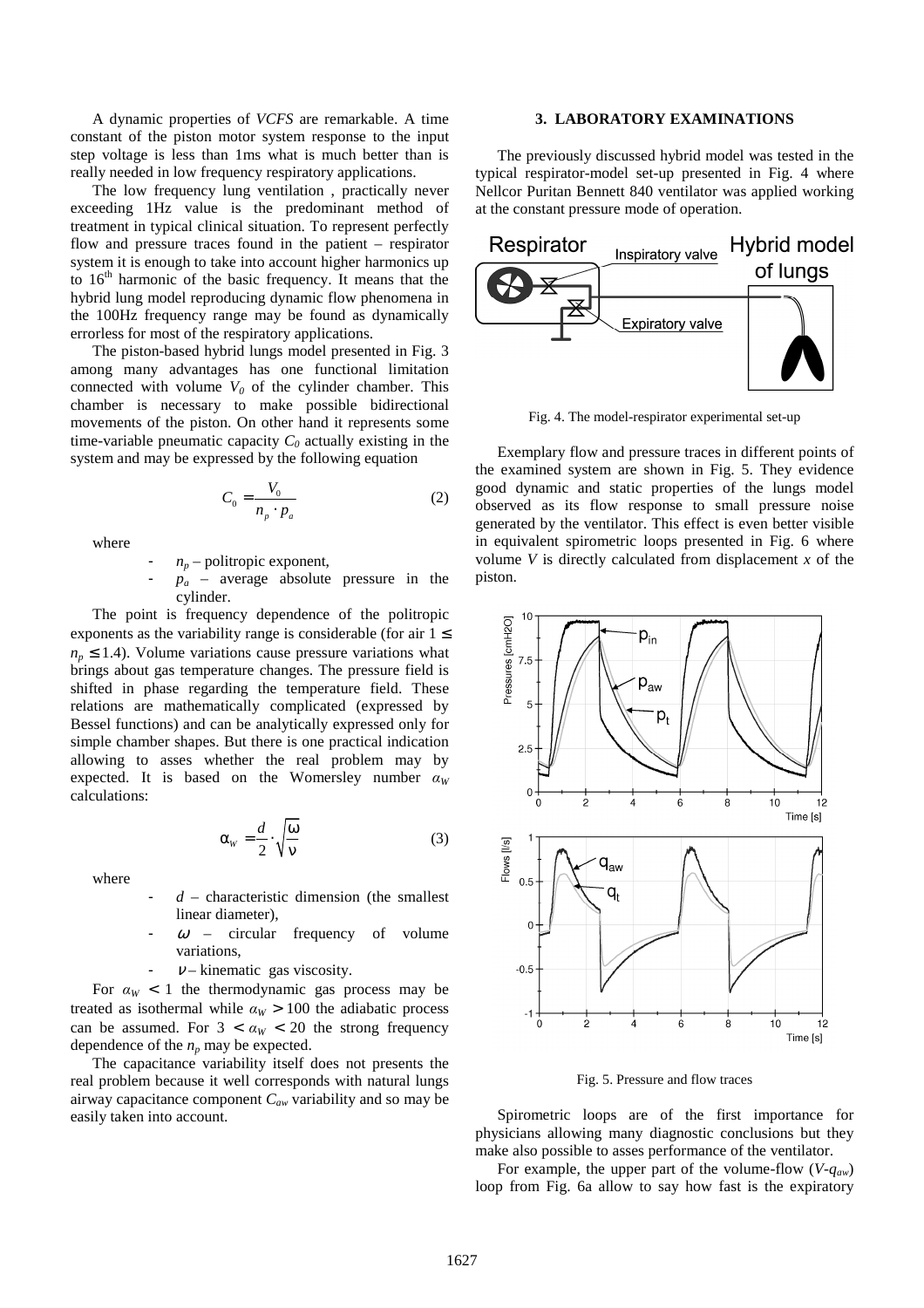A dynamic properties of *VCFS* are remarkable. A time constant of the piston motor system response to the input step voltage is less than 1ms what is much better than is really needed in low frequency respiratory applications.

The low frequency lung ventilation , practically never exceeding 1Hz value is the predominant method of treatment in typical clinical situation. To represent perfectly flow and pressure traces found in the patient – respirator system it is enough to take into account higher harmonics up to 16th harmonic of the basic frequency. It means that the hybrid lung model reproducing dynamic flow phenomena in the 100Hz frequency range may be found as dynamically errorless for most of the respiratory applications.

The piston-based hybrid lungs model presented in Fig. 3 among many advantages has one functional limitation connected with volume $V_0$ of the cylinder chamber. This chamber is necessary to make possible bidirectional movements of the piston. On other hand it represents some time-variable pneumatic capacity $C_0$ actually existing in the system and may be expressed by the following equation

$$C_0 = \frac{V_0}{n_p \cdot p_a} \tag{2}$$

where

- $n_p$ – politropic exponent,
- $p_a$ – average absolute pressure in the cylinder.

The point is frequency dependence of the politropic exponents as the variability range is considerable (for air $1 \leq n_p \leq 1.4$). Volume variations cause pressure variations what brings about gas temperature changes. The pressure field is shifted in phase regarding the temperature field. These relations are mathematically complicated (expressed by Bessel functions) and can be analytically expressed only for simple chamber shapes. But there is one practical indication allowing to asses whether the real problem may by expected. It is based on the Womersley number $\alpha_W$ calculations:

$$\alpha_W = \frac{d}{2} \cdot \sqrt{\frac{\omega}{\nu}} \tag{3}$$

where

- $d$ – characteristic dimension (the smallest linear diameter),
- $\omega$ – circular frequency of volume variations,
- $\nu$ – kinematic gas viscosity.

For $\alpha_W < 1$ the thermodynamic gas process may be treated as isothermal while $\alpha_W > 100$ the adiabatic process can be assumed. For $3 < \alpha_W < 20$ the strong frequency dependence of the $n_p$ may be expected.

The capacitance variability itself does not presents the real problem because it well corresponds with natural lungs airway capacitance component $C_{aw}$ variability and so may be easily taken into account.

## 3. LABORATORY EXAMINATIONS

The previously discussed hybrid model was tested in the typical respirator-model set-up presented in Fig. 4 where Nellcor Puritan Bennett 840 ventilator was applied working at the constant pressure mode of operation.

Fig. 4. The model-respirator experimental set-up

Exemplary flow and pressure traces in different points of the examined system are shown in Fig. 5. They evidence good dynamic and static properties of the lungs model observed as its flow response to small pressure noise generated by the ventilator. This effect is even better visible in equivalent spirometric loops presented in Fig. 6 where volume $V$ is directly calculated from displacement $x$ of the piston.

Fig. 5. Pressure and flow traces

Spirometric loops are of the first importance for physicians allowing many diagnostic conclusions but they make also possible to asses performance of the ventilator.

For example, the upper part of the volume-flow ($V$-$q_{aw}$) loop from Fig. 6a allow to say how fast is the expiratory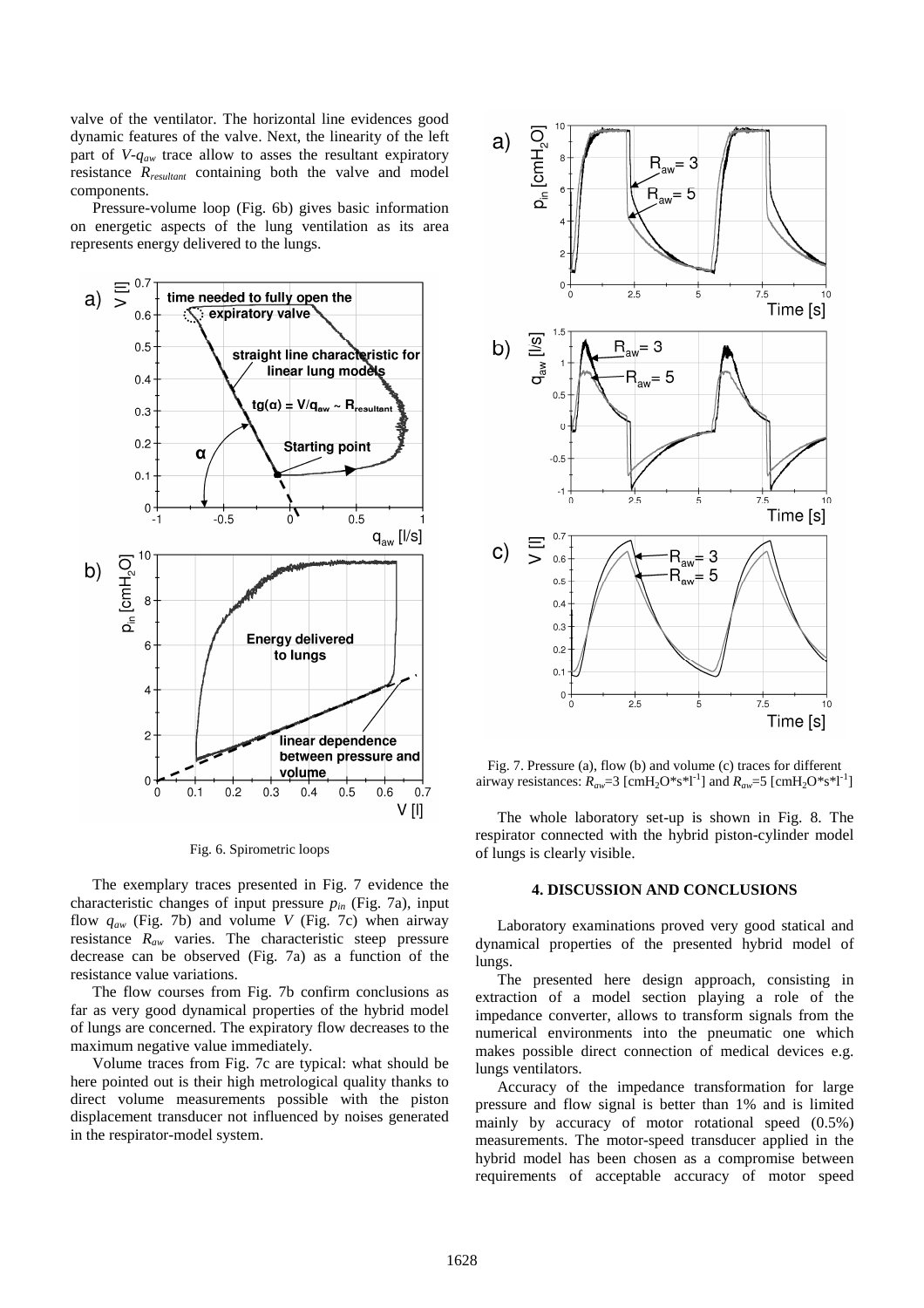valve of the ventilator. The horizontal line evidences good dynamic features of the valve. Next, the linearity of the left part of $V$-$q_{aw}$ trace allow to asses the resultant expiratory resistance $R_{resultant}$ containing both the valve and model components.

Pressure-volume loop (Fig. 6b) gives basic information on energetic aspects of the lung ventilation as its area represents energy delivered to the lungs.

Fig. 6. Spirometric loops

The exemplary traces presented in Fig. 7 evidence the characteristic changes of input pressure $p_{in}$ (Fig. 7a), input flow $q_{aw}$ (Fig. 7b) and volume $V$ (Fig. 7c) when airway resistance $R_{aw}$ varies. The characteristic steep pressure decrease can be observed (Fig. 7a) as a function of the resistance value variations.

The flow courses from Fig. 7b confirm conclusions as far as very good dynamical properties of the hybrid model of lungs are concerned. The expiratory flow decreases to the maximum negative value immediately.

Volume traces from Fig. 7c are typical: what should be here pointed out is their high metrological quality thanks to direct volume measurements possible with the piston displacement transducer not influenced by noises generated in the respirator-model system.

Fig. 7. Pressure (a), flow (b) and volume (c) traces for different airway resistances: $R_{aw}$=3 [cmH$_2$O*s*l$^{-1}$] and $R_{aw}$=5 [cmH$_2$O*s*l$^{-1}$]

The whole laboratory set-up is shown in Fig. 8. The respirator connected with the hybrid piston-cylinder model of lungs is clearly visible.

## 4. DISCUSSION AND CONCLUSIONS

Laboratory examinations proved very good statical and dynamical properties of the presented hybrid model of lungs.

The presented here design approach, consisting in extraction of a model section playing a role of the impedance converter, allows to transform signals from the numerical environments into the pneumatic one which makes possible direct connection of medical devices e.g. lungs ventilators.

Accuracy of the impedance transformation for large pressure and flow signal is better than 1% and is limited mainly by accuracy of motor rotational speed (0.5%) measurements. The motor-speed transducer applied in the hybrid model has been chosen as a compromise between requirements of acceptable accuracy of motor speed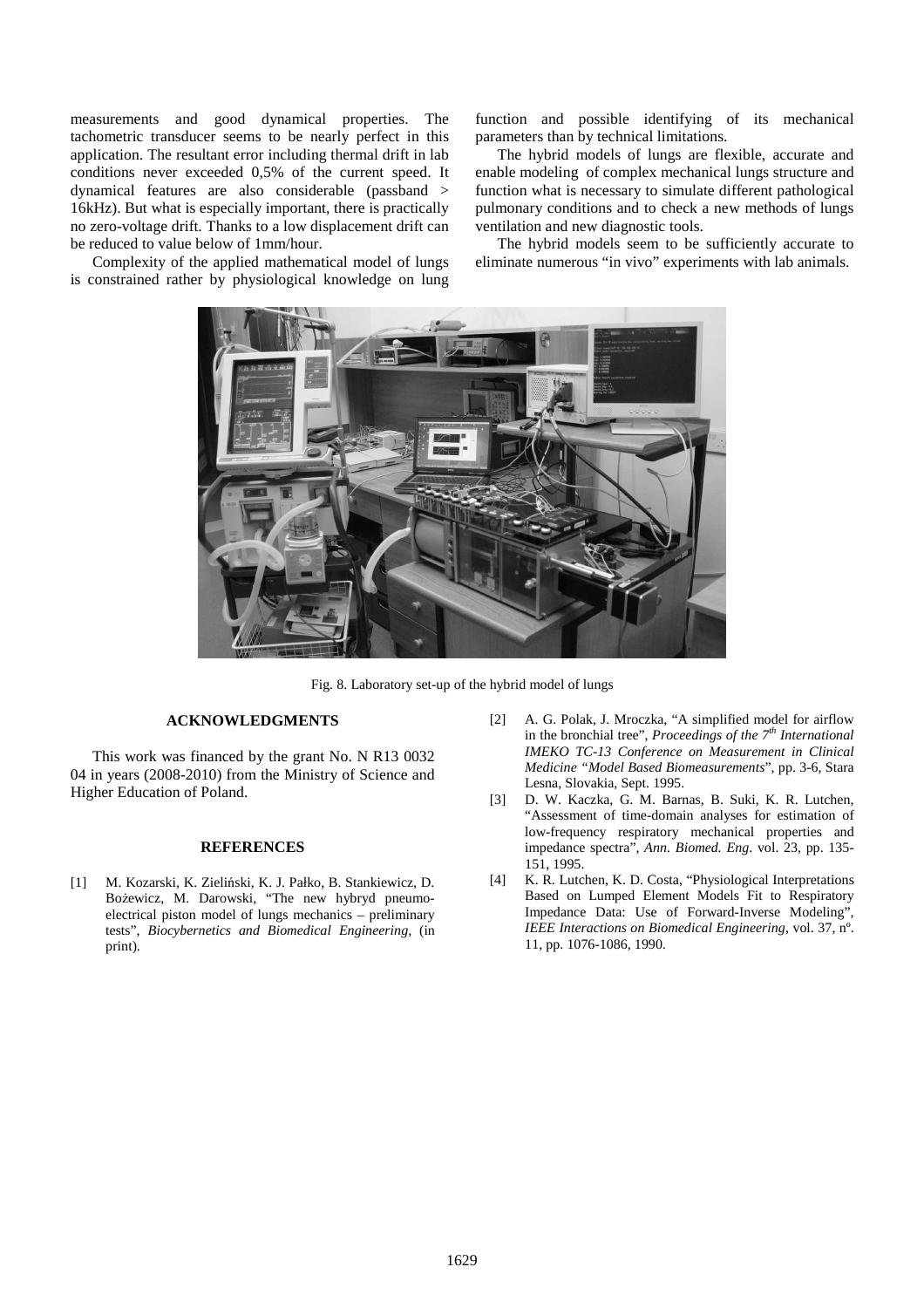measurements and good dynamical properties. The tachometric transducer seems to be nearly perfect in this application. The resultant error including thermal drift in lab conditions never exceeded 0,5% of the current speed. It dynamical features are also considerable (passband > 16kHz). But what is especially important, there is practically no zero-voltage drift. Thanks to a low displacement drift can be reduced to value below of 1mm/hour.

Complexity of the applied mathematical model of lungs is constrained rather by physiological knowledge on lung function and possible identifying of its mechanical parameters than by technical limitations.

The hybrid models of lungs are flexible, accurate and enable modeling of complex mechanical lungs structure and function what is necessary to simulate different pathological pulmonary conditions and to check a new methods of lungs ventilation and new diagnostic tools.

The hybrid models seem to be sufficiently accurate to eliminate numerous "in vivo" experiments with lab animals.

Fig. 8. Laboratory set-up of the hybrid model of lungs

## ACKNOWLEDGMENTS

This work was financed by the grant No. N R13 0032 04 in years (2008-2010) from the Ministry of Science and Higher Education of Poland.

## REFERENCES

[1] M. Kozarski, K. Zieliński, K. J. Pałko, B. Stankiewicz, D. Bożewicz, M. Darowski, "The new hybryd pneumo-electrical piston model of lungs mechanics – preliminary tests", *Biocybernetics and Biomedical Engineering*, (in print).

[2] A. G. Polak, J. Mroczka, "A simplified model for airflow in the bronchial tree", *Proceedings of the 7th International IMEKO TC-13 Conference on Measurement in Clinical Medicine "Model Based Biomeasurements"*, pp. 3-6, Stara Lesna, Slovakia, Sept. 1995.

[3] D. W. Kaczka, G. M. Barnas, B. Suki, K. R. Lutchen, "Assessment of time-domain analyses for estimation of low-frequency respiratory mechanical properties and impedance spectra", *Ann. Biomed. Eng*. vol. 23, pp. 135-151, 1995.

[4] K. R. Lutchen, K. D. Costa, "Physiological Interpretations Based on Lumped Element Models Fit to Respiratory Impedance Data: Use of Forward-Inverse Modeling", *IEEE Interactions on Biomedical Engineering*, vol. 37, nº. 11, pp. 1076-1086, 1990.